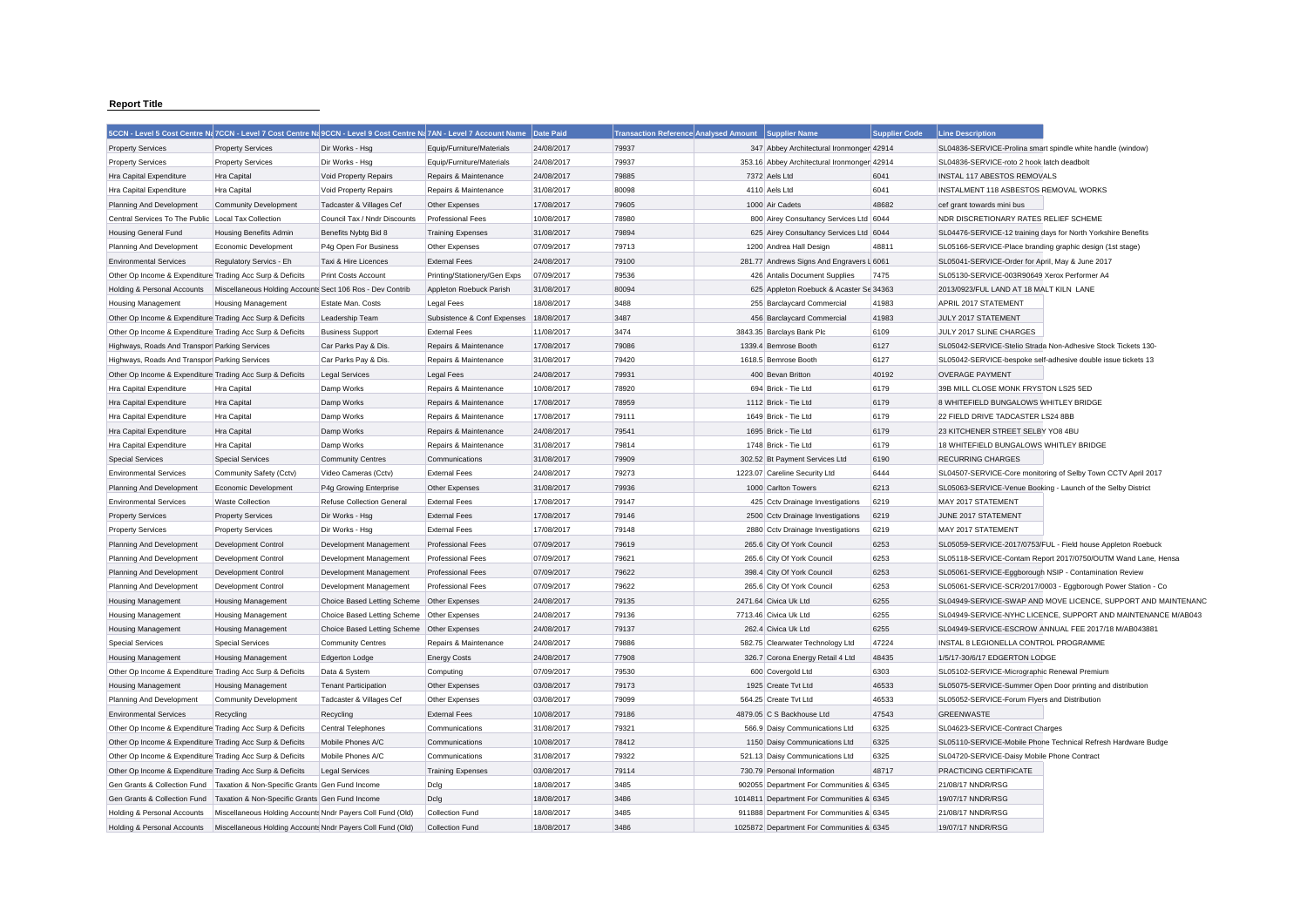**Report Title**

| 5CCN - Level 5 Cost Centre Na | 7CCN - Level 7 Cost Centre Na | 9CCN - Level 9 Cost Centre Na | 7AN - Level 7 Account Name | Date Paid | Transaction Reference | Analysed Amount | Supplier Name | Supplier Code | Line Description |
|---|---|---|---|---|---|---|---|---|---|
| Property Services | Property Services | Dir Works - Hsg | Equip/Furniture/Materials | 24/08/2017 | 79937 | 347 | Abbey Architectural Ironmonger | 42914 | SL04836-SERVICE-Prolina smart spindle white handle (window) |
| Property Services | Property Services | Dir Works - Hsg | Equip/Furniture/Materials | 24/08/2017 | 79937 | 353.16 | Abbey Architectural Ironmonger | 42914 | SL04836-SERVICE-roto 2 hook latch deadbolt |
| Hra Capital Expenditure | Hra Capital | Void Property Repairs | Repairs & Maintenance | 24/08/2017 | 79885 | 7372 | Aels Ltd | 6041 | INSTAL 117 ABESTOS REMOVALS |
| Hra Capital Expenditure | Hra Capital | Void Property Repairs | Repairs & Maintenance | 31/08/2017 | 80098 | 4110 | Aels Ltd | 6041 | INSTALMENT 118 ASBESTOS REMOVAL WORKS |
| Planning And Development | Community Development | Tadcaster & Villages Cef | Other Expenses | 17/08/2017 | 79605 | 1000 | Air Cadets | 48682 | cef grant towards mini bus |
| Central Services To The Public | Local Tax Collection | Council Tax / Nndr Discounts | Professional Fees | 10/08/2017 | 78980 | 800 | Airey Consultancy Services Ltd | 6044 | NDR DISCRETIONARY RATES RELIEF SCHEME |
| Housing General Fund | Housing Benefits Admin | Benefits Nybtg Bid 8 | Training Expenses | 31/08/2017 | 79894 | 625 | Airey Consultancy Services Ltd | 6044 | SL04476-SERVICE-12 training days for North Yorkshire Benefits |
| Planning And Development | Economic Development | P4g Open For Business | Other Expenses | 07/09/2017 | 79713 | 1200 | Andrea Hall Design | 48811 | SL05166-SERVICE-Place branding graphic design (1st stage) |
| Environmental Services | Regulatory Servics - Eh | Taxi & Hire Licences | External Fees | 24/08/2017 | 79100 | 281.77 | Andrews Signs And Engravers L | 6061 | SL05041-SERVICE-Order for April, May & June 2017 |
| Other Op Income & Expenditure | Trading Acc Surp & Deficits | Print Costs Account | Printing/Stationery/Gen Exps | 07/09/2017 | 79536 | 426 | Antalis Document Supplies | 7475 | SL05130-SERVICE-003R90649 Xerox Performer A4 |
| Holding & Personal Accounts | Miscellaneous Holding Accounts | Sect 106 Ros - Dev Contrib | Appleton Roebuck Parish | 31/08/2017 | 80094 | 625 | Appleton Roebuck & Acaster Se | 34363 | 2013/0923/FUL LAND AT 18 MALT KILN LANE |
| Housing Management | Housing Management | Estate Man. Costs | Legal Fees | 18/08/2017 | 3488 | 255 | Barclaycard Commercial | 41983 | APRIL 2017 STATEMENT |
| Other Op Income & Expenditure | Trading Acc Surp & Deficits | Leadership Team | Subsistence & Conf Expenses | 18/08/2017 | 3487 | 456 | Barclaycard Commercial | 41983 | JULY 2017 STATEMENT |
| Other Op Income & Expenditure | Trading Acc Surp & Deficits | Business Support | External Fees | 11/08/2017 | 3474 | 3843.35 | Barclays Bank Plc | 6109 | JULY 2017 SLINE CHARGES |
| Highways, Roads And Transport | Parking Services | Car Parks Pay & Dis. | Repairs & Maintenance | 17/08/2017 | 79086 | 1339.4 | Bemrose Booth | 6127 | SL05042-SERVICE-Stelio Strada Non-Adhesive Stock Tickets 130- |
| Highways, Roads And Transport | Parking Services | Car Parks Pay & Dis. | Repairs & Maintenance | 31/08/2017 | 79420 | 1618.5 | Bemrose Booth | 6127 | SL05042-SERVICE-bespoke self-adhesive double issue tickets 13 |
| Other Op Income & Expenditure | Trading Acc Surp & Deficits | Legal Services | Legal Fees | 24/08/2017 | 79931 | 400 | Bevan Britton | 40192 | OVERAGE PAYMENT |
| Hra Capital Expenditure | Hra Capital | Damp Works | Repairs & Maintenance | 10/08/2017 | 78920 | 694 | Brick - Tie Ltd | 6179 | 39B MILL CLOSE MONK FRYSTON LS25 5ED |
| Hra Capital Expenditure | Hra Capital | Damp Works | Repairs & Maintenance | 17/08/2017 | 78959 | 1112 | Brick - Tie Ltd | 6179 | 8 WHITEFIELD BUNGALOWS WHITLEY BRIDGE |
| Hra Capital Expenditure | Hra Capital | Damp Works | Repairs & Maintenance | 17/08/2017 | 79111 | 1649 | Brick - Tie Ltd | 6179 | 22 FIELD DRIVE TADCASTER LS24 8BB |
| Hra Capital Expenditure | Hra Capital | Damp Works | Repairs & Maintenance | 24/08/2017 | 79541 | 1695 | Brick - Tie Ltd | 6179 | 23 KITCHENER STREET SELBY YO8 4BU |
| Hra Capital Expenditure | Hra Capital | Damp Works | Repairs & Maintenance | 31/08/2017 | 79814 | 1748 | Brick - Tie Ltd | 6179 | 18 WHITEFIELD BUNGALOWS WHITLEY BRIDGE |
| Special Services | Special Services | Community Centres | Communications | 31/08/2017 | 79909 | 302.52 | Bt Payment Services Ltd | 6190 | RECURRING CHARGES |
| Environmental Services | Community Safety (Cctv) | Video Cameras (Cctv) | External Fees | 24/08/2017 | 79273 | 1223.07 | Careline Security Ltd | 6444 | SL04507-SERVICE-Core monitoring of Selby Town CCTV April 2017 |
| Planning And Development | Economic Development | P4g Growing Enterprise | Other Expenses | 31/08/2017 | 79936 | 1000 | Carlton Towers | 6213 | SL05063-SERVICE-Venue Booking - Launch of the Selby District |
| Environmental Services | Waste Collection | Refuse Collection General | External Fees | 17/08/2017 | 79147 | 425 | Cctv Drainage Investigations | 6219 | MAY 2017 STATEMENT |
| Property Services | Property Services | Dir Works - Hsg | External Fees | 17/08/2017 | 79146 | 2500 | Cctv Drainage Investigations | 6219 | JUNE 2017 STATEMENT |
| Property Services | Property Services | Dir Works - Hsg | External Fees | 17/08/2017 | 79148 | 2880 | Cctv Drainage Investigations | 6219 | MAY 2017 STATEMENT |
| Planning And Development | Development Control | Development Management | Professional Fees | 07/09/2017 | 79619 | 265.6 | City Of York Council | 6253 | SL05059-SERVICE-2017/0753/FUL - Field house Appleton Roebuck |
| Planning And Development | Development Control | Development Management | Professional Fees | 07/09/2017 | 79621 | 265.6 | City Of York Council | 6253 | SL05118-SERVICE-Contam Report 2017/0750/OUTM Wand Lane, Hensa |
| Planning And Development | Development Control | Development Management | Professional Fees | 07/09/2017 | 79622 | 398.4 | City Of York Council | 6253 | SL05061-SERVICE-Eggborough NSIP - Contamination Review |
| Planning And Development | Development Control | Development Management | Professional Fees | 07/09/2017 | 79622 | 265.6 | City Of York Council | 6253 | SL05061-SERVICE-SCR/2017/0003 - Eggborough Power Station - Co |
| Housing Management | Housing Management | Choice Based Letting Scheme | Other Expenses | 24/08/2017 | 79135 | 2471.64 | Civica Uk Ltd | 6255 | SL04949-SERVICE-SWAP AND MOVE LICENCE, SUPPORT AND MAINTENANC |
| Housing Management | Housing Management | Choice Based Letting Scheme | Other Expenses | 24/08/2017 | 79136 | 7713.46 | Civica Uk Ltd | 6255 | SL04949-SERVICE-NYHC LICENCE, SUPPORT AND MAINTENANCE M/AB043 |
| Housing Management | Housing Management | Choice Based Letting Scheme | Other Expenses | 24/08/2017 | 79137 | 262.4 | Civica Uk Ltd | 6255 | SL04949-SERVICE-ESCROW ANNUAL FEE 2017/18 M/AB043881 |
| Special Services | Special Services | Community Centres | Repairs & Maintenance | 24/08/2017 | 79886 | 582.75 | Clearwater Technology Ltd | 47224 | INSTAL 8 LEGIONELLA CONTROL PROGRAMME |
| Housing Management | Housing Management | Edgerton Lodge | Energy Costs | 24/08/2017 | 77908 | 326.7 | Corona Energy Retail 4 Ltd | 48435 | 1/5/17-30/6/17 EDGERTON LODGE |
| Other Op Income & Expenditure | Trading Acc Surp & Deficits | Data & System | Computing | 07/09/2017 | 79530 | 600 | Covergold Ltd | 6303 | SL05102-SERVICE-Micrographic Renewal Premium |
| Housing Management | Housing Management | Tenant Participation | Other Expenses | 03/08/2017 | 79173 | 1925 | Create Tvt Ltd | 46533 | SL05075-SERVICE-Summer Open Door printing and distribution |
| Planning And Development | Community Development | Tadcaster & Villages Cef | Other Expenses | 03/08/2017 | 79099 | 564.25 | Create Tvt Ltd | 46533 | SL05052-SERVICE-Forum Flyers and Distribution |
| Environmental Services | Recycling | Recycling | External Fees | 10/08/2017 | 79186 | 4879.05 | C S Backhouse Ltd | 47543 | GREENWASTE |
| Other Op Income & Expenditure | Trading Acc Surp & Deficits | Central Telephones | Communications | 31/08/2017 | 79321 | 566.9 | Daisy Communications Ltd | 6325 | SL04623-SERVICE-Contract Charges |
| Other Op Income & Expenditure | Trading Acc Surp & Deficits | Mobile Phones A/C | Communications | 10/08/2017 | 78412 | 1150 | Daisy Communications Ltd | 6325 | SL05110-SERVICE-Mobile Phone Technical Refresh Hardware Budge |
| Other Op Income & Expenditure | Trading Acc Surp & Deficits | Mobile Phones A/C | Communications | 31/08/2017 | 79322 | 521.13 | Daisy Communications Ltd | 6325 | SL04720-SERVICE-Daisy Mobile Phone Contract |
| Other Op Income & Expenditure | Trading Acc Surp & Deficits | Legal Services | Training Expenses | 03/08/2017 | 79114 | 730.79 | Personal Information | 48717 | PRACTICING CERTIFICATE |
| Gen Grants & Collection Fund | Taxation & Non-Specific Grants | Gen Fund Income | Dclg | 18/08/2017 | 3485 | 902055 | Department For Communities & | 6345 | 21/08/17 NNDR/RSG |
| Gen Grants & Collection Fund | Taxation & Non-Specific Grants | Gen Fund Income | Dclg | 18/08/2017 | 3486 | 1014811 | Department For Communities & | 6345 | 19/07/17 NNDR/RSG |
| Holding & Personal Accounts | Miscellaneous Holding Accounts | Nndr Payers Coll Fund (Old) | Collection Fund | 18/08/2017 | 3485 | 911888 | Department For Communities & | 6345 | 21/08/17 NNDR/RSG |
| Holding & Personal Accounts | Miscellaneous Holding Accounts | Nndr Payers Coll Fund (Old) | Collection Fund | 18/08/2017 | 3486 | 1025872 | Department For Communities & | 6345 | 19/07/17 NNDR/RSG |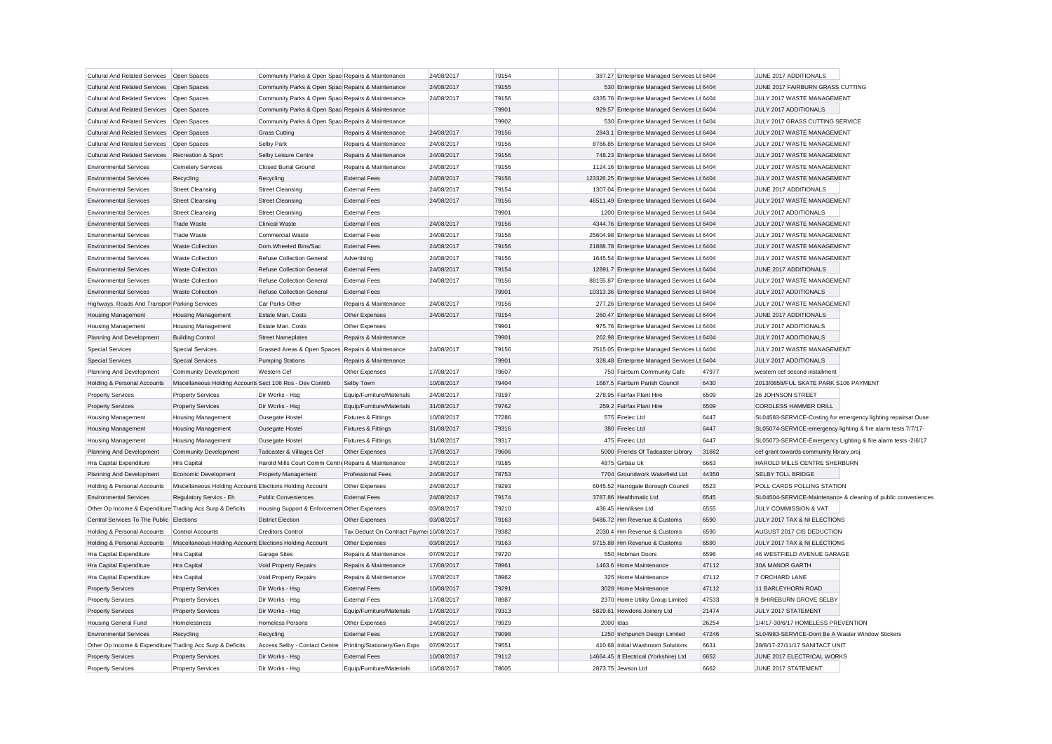| | | | | | | | | | |
|---|---|---|---|---|---|---|---|---|---|
| Cultural And Related Services | Open Spaces | Community Parks & Open Spac | Repairs & Maintenance | 24/08/2017 | 79154 | 387.27 | Enterprise Managed Services Lt | 6404 | JUNE 2017 ADDITIONALS |
| Cultural And Related Services | Open Spaces | Community Parks & Open Spac | Repairs & Maintenance | 24/08/2017 | 79155 | 530 | Enterprise Managed Services Lt | 6404 | JUNE 2017 FAIRBURN GRASS CUTTING |
| Cultural And Related Services | Open Spaces | Community Parks & Open Spac | Repairs & Maintenance | 24/08/2017 | 79156 | 4335.76 | Enterprise Managed Services Lt | 6404 | JULY 2017 WASTE MANAGEMENT |
| Cultural And Related Services | Open Spaces | Community Parks & Open Spac | Repairs & Maintenance | | 79901 | 929.57 | Enterprise Managed Services Lt | 6404 | JULY 2017 ADDITIONALS |
| Cultural And Related Services | Open Spaces | Community Parks & Open Spac | Repairs & Maintenance | | 79902 | 530 | Enterprise Managed Services Lt | 6404 | JULY 2017 GRASS CUTTING SERVICE |
| Cultural And Related Services | Open Spaces | Grass Cutting | Repairs & Maintenance | 24/08/2017 | 79156 | 2843.1 | Enterprise Managed Services Lt | 6404 | JULY 2017 WASTE MANAGEMENT |
| Cultural And Related Services | Open Spaces | Selby Park | Repairs & Maintenance | 24/08/2017 | 79156 | 8766.85 | Enterprise Managed Services Lt | 6404 | JULY 2017 WASTE MANAGEMENT |
| Cultural And Related Services | Recreation & Sport | Selby Leisure Centre | Repairs & Maintenance | 24/08/2017 | 79156 | 748.23 | Enterprise Managed Services Lt | 6404 | JULY 2017 WASTE MANAGEMENT |
| Environmental Services | Cemetery Services | Closed Burial Ground | Repairs & Maintenance | 24/08/2017 | 79156 | 1124.16 | Enterprise Managed Services Lt | 6404 | JULY 2017 WASTE MANAGEMENT |
| Environmental Services | Recycling | Recycling | External Fees | 24/08/2017 | 79156 | 123326.25 | Enterprise Managed Services Lt | 6404 | JULY 2017 WASTE MANAGEMENT |
| Environmental Services | Street Cleansing | Street Cleansing | External Fees | 24/08/2017 | 79154 | 1307.04 | Enterprise Managed Services Lt | 6404 | JUNE 2017 ADDITIONALS |
| Environmental Services | Street Cleansing | Street Cleansing | External Fees | 24/08/2017 | 79156 | 46511.49 | Enterprise Managed Services Lt | 6404 | JULY 2017 WASTE MANAGEMENT |
| Environmental Services | Street Cleansing | Street Cleansing | External Fees | | 79901 | 1200 | Enterprise Managed Services Lt | 6404 | JULY 2017 ADDITIONALS |
| Environmental Services | Trade Waste | Clinical Waste | External Fees | 24/08/2017 | 79156 | 4344.76 | Enterprise Managed Services Lt | 6404 | JULY 2017 WASTE MANAGEMENT |
| Environmental Services | Trade Waste | Commercial Waste | External Fees | 24/08/2017 | 79156 | 25604.98 | Enterprise Managed Services Lt | 6404 | JULY 2017 WASTE MANAGEMENT |
| Environmental Services | Waste Collection | Dom.Wheeled Bins/Sac | External Fees | 24/08/2017 | 79156 | 21888.78 | Enterprise Managed Services Lt | 6404 | JULY 2017 WASTE MANAGEMENT |
| Environmental Services | Waste Collection | Refuse Collection General | Advertising | 24/08/2017 | 79156 | 1645.54 | Enterprise Managed Services Lt | 6404 | JULY 2017 WASTE MANAGEMENT |
| Environmental Services | Waste Collection | Refuse Collection General | External Fees | 24/08/2017 | 79154 | 12891.7 | Enterprise Managed Services Lt | 6404 | JUNE 2017 ADDITIONALS |
| Environmental Services | Waste Collection | Refuse Collection General | External Fees | 24/08/2017 | 79156 | 88155.87 | Enterprise Managed Services Lt | 6404 | JULY 2017 WASTE MANAGEMENT |
| Environmental Services | Waste Collection | Refuse Collection General | External Fees | | 79901 | 10313.36 | Enterprise Managed Services Lt | 6404 | JULY 2017 ADDITIONALS |
| Highways, Roads And Transpor | Parking Services | Car Parks-Other | Repairs & Maintenance | 24/08/2017 | 79156 | 277.26 | Enterprise Managed Services Lt | 6404 | JULY 2017 WASTE MANAGEMENT |
| Housing Management | Housing Management | Estate Man. Costs | Other Expenses | 24/08/2017 | 79154 | 260.47 | Enterprise Managed Services Lt | 6404 | JUNE 2017 ADDITIONALS |
| Housing Management | Housing Management | Estate Man. Costs | Other Expenses | | 79901 | 975.76 | Enterprise Managed Services Lt | 6404 | JULY 2017 ADDITIONALS |
| Planning And Development | Building Control | Street Nameplates | Repairs & Maintenance | | 79901 | 262.98 | Enterprise Managed Services Lt | 6404 | JULY 2017 ADDITIONALS |
| Special Services | Special Services | Grassed Areas & Open Spaces | Repairs & Maintenance | 24/08/2017 | 79156 | 7515.05 | Enterprise Managed Services Lt | 6404 | JULY 2017 WASTE MANAGEMENT |
| Special Services | Special Services | Pumping Stations | Repairs & Maintenance | | 79901 | 328.48 | Enterprise Managed Services Lt | 6404 | JULY 2017 ADDITIONALS |
| Planning And Development | Community Development | Western Cef | Other Expenses | 17/08/2017 | 79607 | 750 | Fairburn Community Cafe | 47977 | western cef second installment |
| Holding & Personal Accounts | Miscellaneous Holding Accounts | Sect 106 Ros - Dev Contrib | Selby Town | 10/08/2017 | 79404 | 1687.5 | Fairburn Parish Council | 6430 | 2013/0858/FUL SKATE PARK S106 PAYMENT |
| Property Services | Property Services | Dir Works - Hsg | Equip/Furniture/Materials | 24/08/2017 | 79197 | 278.95 | Fairfax Plant Hire | 6509 | 26 JOHNSON STREET |
| Property Services | Property Services | Dir Works - Hsg | Equip/Furniture/Materials | 31/08/2017 | 79762 | 259.2 | Fairfax Plant Hire | 6509 | CORDLESS HAMMER DRILL |
| Housing Management | Housing Management | Ousegate Hostel | Fixtures & Fittings | 10/08/2017 | 77286 | 575 | Firelec Ltd | 6447 | SL04583-SERVICE-Costing for emergency lighting repairsat Ouse |
| Housing Management | Housing Management | Ousegate Hostel | Fixtures & Fittings | 31/08/2017 | 79316 | 380 | Firelec Ltd | 6447 | SL05074-SERVICE-emergency lighting & fire alarm tests 7/7/17- |
| Housing Management | Housing Management | Ousegate Hostel | Fixtures & Fittings | 31/08/2017 | 79317 | 475 | Firelec Ltd | 6447 | SL05073-SERVICE-Emergency Lighting & fire alarm tests -2/6/17 |
| Planning And Development | Community Development | Tadcaster & Villages Cef | Other Expenses | 17/08/2017 | 79606 | 5000 | Friends Of Tadcaster Library | 31682 | cef grant towards community library proj |
| Hra Capital Expenditure | Hra Capital | Harold Mills Court Comm Centre | Repairs & Maintenance | 24/08/2017 | 79185 | 4875 | Girbau Uk | 6663 | HAROLD MILLS CENTRE SHERBURN |
| Planning And Development | Economic Development | Property Management | Professional Fees | 24/08/2017 | 78753 | 7704 | Groundwork Wakefield Ltd | 44350 | SELBY TOLL BRIDGE |
| Holding & Personal Accounts | Miscellaneous Holding Accounts | Elections Holding Account | Other Expenses | 24/08/2017 | 79293 | 6045.52 | Harrogate Borough Council | 6523 | POLL CARDS POLLING STATION |
| Environmental Services | Regulatory Servics - Eh | Public Conveniences | External Fees | 24/08/2017 | 79174 | 3787.86 | Healthmatic Ltd | 6545 | SL04504-SERVICE-Maintenance & cleaning of public conveniences |
| Other Op Income & Expenditure | Trading Acc Surp & Deficits | Housing Support & Enforcement | Other Expenses | 03/08/2017 | 79210 | 436.45 | Henriksen Ltd | 6555 | JULY COMMISSION & VAT |
| Central Services To The Public | Elections | District Election | Other Expenses | 03/08/2017 | 79163 | 9486.72 | Hm Revenue & Customs | 6590 | JULY 2017 TAX & NI ELECTIONS |
| Holding & Personal Accounts | Control Accounts | Creditors Control | Tax Deduct On Contract Payme | 10/08/2017 | 79382 | 2030.4 | Hm Revenue & Customs | 6590 | AUGUST 2017 CIS DEDUCTION |
| Holding & Personal Accounts | Miscellaneous Holding Accounts | Elections Holding Account | Other Expenses | 03/08/2017 | 79163 | 9715.88 | Hm Revenue & Customs | 6590 | JULY 2017 TAX & NI ELECTIONS |
| Hra Capital Expenditure | Hra Capital | Garage Sites | Repairs & Maintenance | 07/09/2017 | 79720 | 550 | Hobman Doors | 6596 | 46 WESTFIELD AVENUE GARAGE |
| Hra Capital Expenditure | Hra Capital | Void Property Repairs | Repairs & Maintenance | 17/08/2017 | 78961 | 1463.6 | Home Maintenance | 47112 | 30A MANOR GARTH |
| Hra Capital Expenditure | Hra Capital | Void Property Repairs | Repairs & Maintenance | 17/08/2017 | 78962 | 325 | Home Maintenance | 47112 | 7 ORCHARD LANE |
| Property Services | Property Services | Dir Works - Hsg | External Fees | 10/08/2017 | 79291 | 3028 | Home Maintenance | 47112 | 11 BARLEYHORN ROAD |
| Property Services | Property Services | Dir Works - Hsg | External Fees | 17/08/2017 | 78987 | 2370 | Home Utility Group Limited | 47533 | 9 SHIREBURN GROVE SELBY |
| Property Services | Property Services | Dir Works - Hsg | Equip/Furniture/Materials | 17/08/2017 | 79313 | 5829.61 | Howdens Joinery Ltd | 21474 | JULY 2017 STATEMENT |
| Housing General Fund | Homelessness | Homeless Persons | Other Expenses | 24/08/2017 | 79929 | 2000 | Idas | 26254 | 1/4/17-30/6/17 HOMELESS PREVENTION |
| Environmental Services | Recycling | Recycling | External Fees | 17/08/2017 | 79098 | 1250 | Inchpunch Design Limited | 47246 | SL04983-SERVICE-Dont Be A Waster Window Stickers |
| Other Op Income & Expenditure | Trading Acc Surp & Deficits | Access Selby - Contact Centre | Printing/Stationery/Gen Exps | 07/09/2017 | 79551 | 410.68 | Initial Washroom Solutions | 6631 | 28/8/17-27/11/17 SANITACT UNIT |
| Property Services | Property Services | Dir Works - Hsg | External Fees | 10/08/2017 | 79112 | 14664.45 | It Electrical (Yorkshire) Ltd | 6652 | JUNE 2017 ELECTRICAL WORKS |
| Property Services | Property Services | Dir Works - Hsg | Equip/Furniture/Materials | 10/08/2017 | 78605 | 2873.75 | Jewson Ltd | 6662 | JUNE 2017 STATEMENT |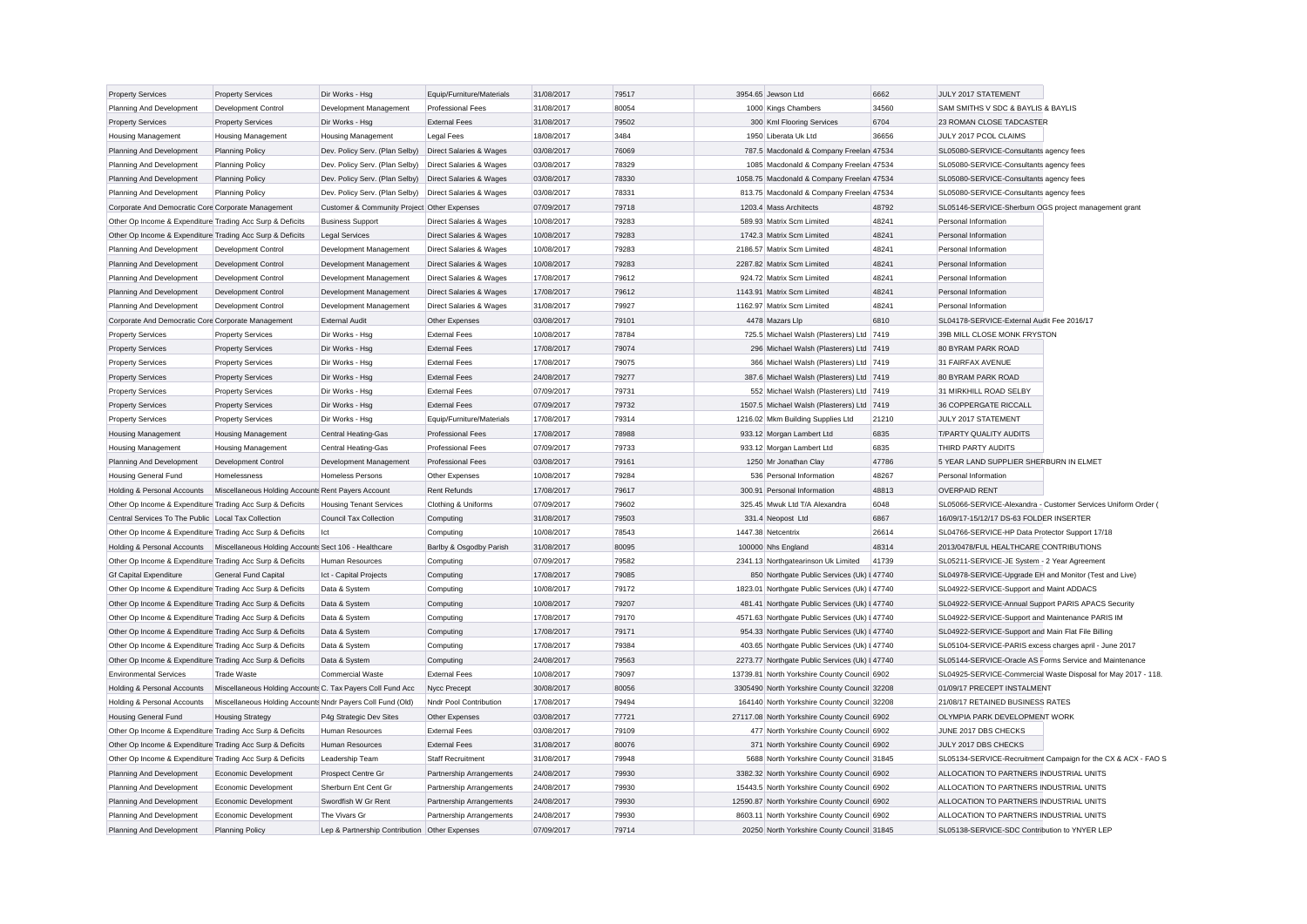| Property Services | Property Services | Dir Works - Hsg | Equip/Furniture/Materials | 31/08/2017 | 79517 | 3954.65 | Jewson Ltd | 6662 | JULY 2017 STATEMENT |
|---|---|---|---|---|---|---|---|---|---|
| Planning And Development | Development Control | Development Management | Professional Fees | 31/08/2017 | 80054 | 1000 | Kings Chambers | 34560 | SAM SMITHS V SDC & BAYLIS & BAYLIS |
| Property Services | Property Services | Dir Works - Hsg | External Fees | 31/08/2017 | 79502 | 300 | Kml Flooring Services | 6704 | 23 ROMAN CLOSE TADCASTER |
| Housing Management | Housing Management | Housing Management | Legal Fees | 18/08/2017 | 3484 | 1950 | Liberata Uk Ltd | 36656 | JULY 2017 PCOL CLAIMS |
| Planning And Development | Planning Policy | Dev. Policy Serv. (Plan Selby) | Direct Salaries & Wages | 03/08/2017 | 76069 | 787.5 | Macdonald & Company Freelan | 47534 | SL05080-SERVICE-Consultants agency fees |
| Planning And Development | Planning Policy | Dev. Policy Serv. (Plan Selby) | Direct Salaries & Wages | 03/08/2017 | 78329 | 1085 | Macdonald & Company Freelan | 47534 | SL05080-SERVICE-Consultants agency fees |
| Planning And Development | Planning Policy | Dev. Policy Serv. (Plan Selby) | Direct Salaries & Wages | 03/08/2017 | 78330 | 1058.75 | Macdonald & Company Freelan | 47534 | SL05080-SERVICE-Consultants agency fees |
| Planning And Development | Planning Policy | Dev. Policy Serv. (Plan Selby) | Direct Salaries & Wages | 03/08/2017 | 78331 | 813.75 | Macdonald & Company Freelan | 47534 | SL05080-SERVICE-Consultants agency fees |
| Corporate And Democratic Core | Corporate Management | Customer & Community Project | Other Expenses | 07/09/2017 | 79718 | 1203.4 | Mass Architects | 48792 | SL05146-SERVICE-Sherburn OGS project management grant |
| Other Op Income & Expenditure | Trading Acc Surp & Deficits | Business Support | Direct Salaries & Wages | 10/08/2017 | 79283 | 589.93 | Matrix Scm Limited | 48241 | Personal Information |
| Other Op Income & Expenditure | Trading Acc Surp & Deficits | Legal Services | Direct Salaries & Wages | 10/08/2017 | 79283 | 1742.3 | Matrix Scm Limited | 48241 | Personal Information |
| Planning And Development | Development Control | Development Management | Direct Salaries & Wages | 10/08/2017 | 79283 | 2186.57 | Matrix Scm Limited | 48241 | Personal Information |
| Planning And Development | Development Control | Development Management | Direct Salaries & Wages | 10/08/2017 | 79283 | 2287.82 | Matrix Scm Limited | 48241 | Personal Information |
| Planning And Development | Development Control | Development Management | Direct Salaries & Wages | 17/08/2017 | 79612 | 924.72 | Matrix Scm Limited | 48241 | Personal Information |
| Planning And Development | Development Control | Development Management | Direct Salaries & Wages | 17/08/2017 | 79612 | 1143.91 | Matrix Scm Limited | 48241 | Personal Information |
| Planning And Development | Development Control | Development Management | Direct Salaries & Wages | 31/08/2017 | 79927 | 1162.97 | Matrix Scm Limited | 48241 | Personal Information |
| Corporate And Democratic Core | Corporate Management | External Audit | Other Expenses | 03/08/2017 | 79101 | 4478 | Mazars Llp | 6810 | SL04178-SERVICE-External Audit Fee 2016/17 |
| Property Services | Property Services | Dir Works - Hsg | External Fees | 10/08/2017 | 78784 | 725.5 | Michael Walsh (Plasterers) Ltd | 7419 | 39B MILL CLOSE MONK FRYSTON |
| Property Services | Property Services | Dir Works - Hsg | External Fees | 17/08/2017 | 79074 | 296 | Michael Walsh (Plasterers) Ltd | 7419 | 80 BYRAM PARK ROAD |
| Property Services | Property Services | Dir Works - Hsg | External Fees | 17/08/2017 | 79075 | 366 | Michael Walsh (Plasterers) Ltd | 7419 | 31 FAIRFAX AVENUE |
| Property Services | Property Services | Dir Works - Hsg | External Fees | 24/08/2017 | 79277 | 387.6 | Michael Walsh (Plasterers) Ltd | 7419 | 80 BYRAM PARK ROAD |
| Property Services | Property Services | Dir Works - Hsg | External Fees | 07/09/2017 | 79731 | 552 | Michael Walsh (Plasterers) Ltd | 7419 | 31 MIRKHILL ROAD SELBY |
| Property Services | Property Services | Dir Works - Hsg | External Fees | 07/09/2017 | 79732 | 1507.5 | Michael Walsh (Plasterers) Ltd | 7419 | 36 COPPERGATE RICCALL |
| Property Services | Property Services | Dir Works - Hsg | Equip/Furniture/Materials | 17/08/2017 | 79314 | 1216.02 | Mkm Building Supplies Ltd | 21210 | JULY 2017 STATEMENT |
| Housing Management | Housing Management | Central Heating-Gas | Professional Fees | 17/08/2017 | 78988 | 933.12 | Morgan Lambert Ltd | 6835 | T/PARTY QUALITY AUDITS |
| Housing Management | Housing Management | Central Heating-Gas | Professional Fees | 07/09/2017 | 79733 | 933.12 | Morgan Lambert Ltd | 6835 | THIRD PARTY AUDITS |
| Planning And Development | Development Control | Development Management | Professional Fees | 03/08/2017 | 79161 | 1250 | Mr Jonathan Clay | 47786 | 5 YEAR LAND SUPPLIER SHERBURN IN ELMET |
| Housing General Fund | Homelessness | Homeless Persons | Other Expenses | 10/08/2017 | 79284 | 536 | Personal Information | 48267 | Personal Information |
| Holding & Personal Accounts | Miscellaneous Holding Accounts | Rent Payers Account | Rent Refunds | 17/08/2017 | 79617 | 300.91 | Personal Information | 48813 | OVERPAID RENT |
| Other Op Income & Expenditure | Trading Acc Surp & Deficits | Housing Tenant Services | Clothing & Uniforms | 07/09/2017 | 79602 | 325.45 | Mwuk Ltd T/A Alexandra | 6048 | SL05066-SERVICE-Alexandra - Customer Services Uniform Order ( |
| Central Services To The Public | Local Tax Collection | Council Tax Collection | Computing | 31/08/2017 | 79503 | 331.4 | Neopost Ltd | 6867 | 16/09/17-15/12/17 DS-63 FOLDER INSERTER |
| Other Op Income & Expenditure | Trading Acc Surp & Deficits | Ict | Computing | 10/08/2017 | 78543 | 1447.38 | Netcentrix | 26614 | SL04766-SERVICE-HP Data Protector Support 17/18 |
| Holding & Personal Accounts | Miscellaneous Holding Accounts | Sect 106 - Healthcare | Barlby & Osgodby Parish | 31/08/2017 | 80095 | 100000 | Nhs England | 48314 | 2013/0478/FUL HEALTHCARE CONTRIBUTIONS |
| Other Op Income & Expenditure | Trading Acc Surp & Deficits | Human Resources | Computing | 07/09/2017 | 79582 | 2341.13 | Northgatearinson Uk Limited | 41739 | SL05211-SERVICE-JE System - 2 Year Agreement |
| Gf Capital Expenditure | General Fund Capital | Ict - Capital Projects | Computing | 17/08/2017 | 79085 | 850 | Northgate Public Services (Uk) I | 47740 | SL04978-SERVICE-Upgrade EH and Monitor (Test and Live) |
| Other Op Income & Expenditure | Trading Acc Surp & Deficits | Data & System | Computing | 10/08/2017 | 79172 | 1823.01 | Northgate Public Services (Uk) I | 47740 | SL04922-SERVICE-Support and Maint ADDACS |
| Other Op Income & Expenditure | Trading Acc Surp & Deficits | Data & System | Computing | 10/08/2017 | 79207 | 481.41 | Northgate Public Services (Uk) I | 47740 | SL04922-SERVICE-Annual Support PARIS APACS Security |
| Other Op Income & Expenditure | Trading Acc Surp & Deficits | Data & System | Computing | 17/08/2017 | 79170 | 4571.63 | Northgate Public Services (Uk) I | 47740 | SL04922-SERVICE-Support and Maintenance PARIS IM |
| Other Op Income & Expenditure | Trading Acc Surp & Deficits | Data & System | Computing | 17/08/2017 | 79171 | 954.33 | Northgate Public Services (Uk) I | 47740 | SL04922-SERVICE-Support and Main Flat File Billing |
| Other Op Income & Expenditure | Trading Acc Surp & Deficits | Data & System | Computing | 17/08/2017 | 79384 | 403.65 | Northgate Public Services (Uk) I | 47740 | SL05104-SERVICE-PARIS excess charges april - June 2017 |
| Other Op Income & Expenditure | Trading Acc Surp & Deficits | Data & System | Computing | 24/08/2017 | 79563 | 2273.77 | Northgate Public Services (Uk) I | 47740 | SL05144-SERVICE-Oracle AS Forms Service and Maintenance |
| Environmental Services | Trade Waste | Commercial Waste | External Fees | 10/08/2017 | 79097 | 13739.81 | North Yorkshire County Council | 6902 | SL04925-SERVICE-Commercial Waste Disposal for May 2017 - 118. |
| Holding & Personal Accounts | Miscellaneous Holding Accounts | C. Tax Payers Coll Fund Acc | Nycc Precept | 30/08/2017 | 80056 | 3305490 | North Yorkshire County Council | 32208 | 01/09/17 PRECEPT INSTALMENT |
| Holding & Personal Accounts | Miscellaneous Holding Accounts | Nndr Payers Coll Fund (Old) | Nndr Pool Contribution | 17/08/2017 | 79494 | 164140 | North Yorkshire County Council | 32208 | 21/08/17 RETAINED BUSINESS RATES |
| Housing General Fund | Housing Strategy | P4g Strategic Dev Sites | Other Expenses | 03/08/2017 | 77721 | 27117.08 | North Yorkshire County Council | 6902 | OLYMPIA PARK DEVELOPMENT WORK |
| Other Op Income & Expenditure | Trading Acc Surp & Deficits | Human Resources | External Fees | 03/08/2017 | 79109 | 477 | North Yorkshire County Council | 6902 | JUNE 2017 DBS CHECKS |
| Other Op Income & Expenditure | Trading Acc Surp & Deficits | Human Resources | External Fees | 31/08/2017 | 80076 | 371 | North Yorkshire County Council | 6902 | JULY 2017 DBS CHECKS |
| Other Op Income & Expenditure | Trading Acc Surp & Deficits | Leadership Team | Staff Recruitment | 31/08/2017 | 79948 | 5688 | North Yorkshire County Council | 31845 | SL05134-SERVICE-Recruitment Campaign for the CX & ACX - FAO S |
| Planning And Development | Economic Development | Prospect Centre Gr | Partnership Arrangements | 24/08/2017 | 79930 | 3382.32 | North Yorkshire County Council | 6902 | ALLOCATION TO PARTNERS INDUSTRIAL UNITS |
| Planning And Development | Economic Development | Sherburn Ent Cent Gr | Partnership Arrangements | 24/08/2017 | 79930 | 15443.5 | North Yorkshire County Council | 6902 | ALLOCATION TO PARTNERS INDUSTRIAL UNITS |
| Planning And Development | Economic Development | Swordfish W Gr Rent | Partnership Arrangements | 24/08/2017 | 79930 | 12590.87 | North Yorkshire County Council | 6902 | ALLOCATION TO PARTNERS INDUSTRIAL UNITS |
| Planning And Development | Economic Development | The Vivars Gr | Partnership Arrangements | 24/08/2017 | 79930 | 8603.11 | North Yorkshire County Council | 6902 | ALLOCATION TO PARTNERS INDUSTRIAL UNITS |
| Planning And Development | Planning Policy | Lep & Partnership Contribution | Other Expenses | 07/09/2017 | 79714 | 20250 | North Yorkshire County Council | 31845 | SL05138-SERVICE-SDC Contribution to YNYER LEP |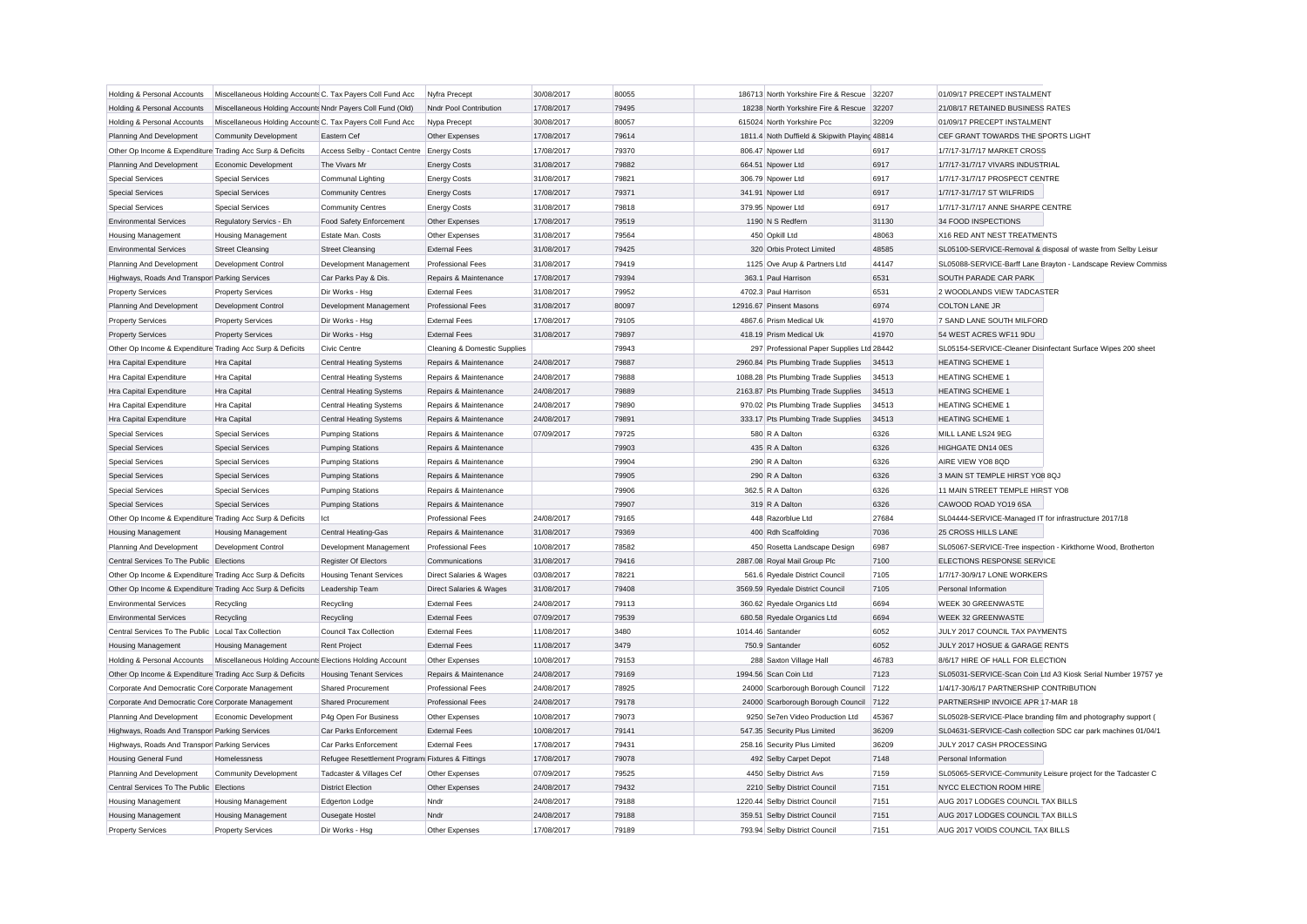| Holding & Personal Accounts | Miscellaneous Holding Accounts | C. Tax Payers Coll Fund Acc | Nyfra Precept | 30/08/2017 | 80055 | 186713 | North Yorkshire Fire & Rescue | 32207 | 01/09/17 PRECEPT INSTALMENT |
|---|---|---|---|---|---|---|---|---|---|
| Holding & Personal Accounts | Miscellaneous Holding Accounts | Nndr Payers Coll Fund (Old) | Nndr Pool Contribution | 17/08/2017 | 79495 | 18238 | North Yorkshire Fire & Rescue | 32207 | 21/08/17 RETAINED BUSINESS RATES |
| Holding & Personal Accounts | Miscellaneous Holding Accounts | C. Tax Payers Coll Fund Acc | Nypa Precept | 30/08/2017 | 80057 | 615024 | North Yorkshire Pcc | 32209 | 01/09/17 PRECEPT INSTALMENT |
| Planning And Development | Community Development | Eastern Cef | Other Expenses | 17/08/2017 | 79614 | 1811.4 | Noth Duffield & Skipwith Playing | 48814 | CEF GRANT TOWARDS THE SPORTS LIGHT |
| Other Op Income & Expenditure | Trading Acc Surp & Deficits | Access Selby - Contact Centre | Energy Costs | 17/08/2017 | 79370 | 806.47 | Npower Ltd | 6917 | 1/7/17-31/7/17 MARKET CROSS |
| Planning And Development | Economic Development | The Vivars Mr | Energy Costs | 31/08/2017 | 79882 | 664.51 | Npower Ltd | 6917 | 1/7/17-31/7/17 VIVARS INDUSTRIAL |
| Special Services | Special Services | Communal Lighting | Energy Costs | 31/08/2017 | 79821 | 306.79 | Npower Ltd | 6917 | 1/7/17-31/7/17 PROSPECT CENTRE |
| Special Services | Special Services | Community Centres | Energy Costs | 17/08/2017 | 79371 | 341.91 | Npower Ltd | 6917 | 1/7/17-31/7/17 ST WILFRIDS |
| Special Services | Special Services | Community Centres | Energy Costs | 31/08/2017 | 79818 | 379.95 | Npower Ltd | 6917 | 1/7/17-31/7/17 ANNE SHARPE CENTRE |
| Environmental Services | Regulatory Servics - Eh | Food Safety Enforcement | Other Expenses | 17/08/2017 | 79519 | 1190 | N S Redfern | 31130 | 34 FOOD INSPECTIONS |
| Housing Management | Housing Management | Estate Man. Costs | Other Expenses | 31/08/2017 | 79564 | 450 | Opkill Ltd | 48063 | X16 RED ANT NEST TREATMENTS |
| Environmental Services | Street Cleansing | Street Cleansing | External Fees | 31/08/2017 | 79425 | 320 | Orbis Protect Limited | 48585 | SL05100-SERVICE-Removal & disposal of waste from Selby Leisur |
| Planning And Development | Development Control | Development Management | Professional Fees | 31/08/2017 | 79419 | 1125 | Ove Arup & Partners Ltd | 44147 | SL05088-SERVICE-Barff Lane Brayton - Landscape Review Commiss |
| Highways, Roads And Transport | Parking Services | Car Parks Pay & Dis. | Repairs & Maintenance | 17/08/2017 | 79394 | 363.1 | Paul Harrison | 6531 | SOUTH PARADE CAR PARK |
| Property Services | Property Services | Dir Works - Hsg | External Fees | 31/08/2017 | 79952 | 4702.3 | Paul Harrison | 6531 | 2 WOODLANDS VIEW TADCASTER |
| Planning And Development | Development Control | Development Management | Professional Fees | 31/08/2017 | 80097 | 12916.67 | Pinsent Masons | 6974 | COLTON LANE JR |
| Property Services | Property Services | Dir Works - Hsg | External Fees | 17/08/2017 | 79105 | 4867.6 | Prism Medical Uk | 41970 | 7 SAND LANE SOUTH MILFORD |
| Property Services | Property Services | Dir Works - Hsg | External Fees | 31/08/2017 | 79897 | 418.19 | Prism Medical Uk | 41970 | 54 WEST ACRES WF11 9DU |
| Other Op Income & Expenditure | Trading Acc Surp & Deficits | Civic Centre | Cleaning & Domestic Supplies | | 79943 | 297 | Professional Paper Supplies Ltd | 28442 | SL05154-SERVICE-Cleaner Disinfectant Surface Wipes 200 sheet |
| Hra Capital Expenditure | Hra Capital | Central Heating Systems | Repairs & Maintenance | 24/08/2017 | 79887 | 2960.84 | Pts Plumbing Trade Supplies | 34513 | HEATING SCHEME 1 |
| Hra Capital Expenditure | Hra Capital | Central Heating Systems | Repairs & Maintenance | 24/08/2017 | 79888 | 1088.28 | Pts Plumbing Trade Supplies | 34513 | HEATING SCHEME 1 |
| Hra Capital Expenditure | Hra Capital | Central Heating Systems | Repairs & Maintenance | 24/08/2017 | 79889 | 2163.87 | Pts Plumbing Trade Supplies | 34513 | HEATING SCHEME 1 |
| Hra Capital Expenditure | Hra Capital | Central Heating Systems | Repairs & Maintenance | 24/08/2017 | 79890 | 970.02 | Pts Plumbing Trade Supplies | 34513 | HEATING SCHEME 1 |
| Hra Capital Expenditure | Hra Capital | Central Heating Systems | Repairs & Maintenance | 24/08/2017 | 79891 | 333.17 | Pts Plumbing Trade Supplies | 34513 | HEATING SCHEME 1 |
| Special Services | Special Services | Pumping Stations | Repairs & Maintenance | 07/09/2017 | 79725 | 580 | R A Dalton | 6326 | MILL LANE LS24 9EG |
| Special Services | Special Services | Pumping Stations | Repairs & Maintenance | | 79903 | 435 | R A Dalton | 6326 | HIGHGATE DN14 0ES |
| Special Services | Special Services | Pumping Stations | Repairs & Maintenance | | 79904 | 290 | R A Dalton | 6326 | AIRE VIEW YO8 8QD |
| Special Services | Special Services | Pumping Stations | Repairs & Maintenance | | 79905 | 290 | R A Dalton | 6326 | 3 MAIN ST TEMPLE HIRST YO8 8QJ |
| Special Services | Special Services | Pumping Stations | Repairs & Maintenance | | 79906 | 362.5 | R A Dalton | 6326 | 11 MAIN STREET TEMPLE HIRST YO8 |
| Special Services | Special Services | Pumping Stations | Repairs & Maintenance | | 79907 | 319 | R A Dalton | 6326 | CAWOOD ROAD YO19 6SA |
| Other Op Income & Expenditure | Trading Acc Surp & Deficits | Ict | Professional Fees | 24/08/2017 | 79165 | 448 | Razorblue Ltd | 27684 | SL04444-SERVICE-Managed IT for infrastructure 2017/18 |
| Housing Management | Housing Management | Central Heating-Gas | Repairs & Maintenance | 31/08/2017 | 79369 | 400 | Rdh Scaffolding | 7036 | 25 CROSS HILLS LANE |
| Planning And Development | Development Control | Development Management | Professional Fees | 10/08/2017 | 78582 | 450 | Rosetta Landscape Design | 6987 | SL05067-SERVICE-Tree inspection - Kirkthorne Wood, Brotherton |
| Central Services To The Public | Elections | Register Of Electors | Communications | 31/08/2017 | 79416 | 2887.08 | Royal Mail Group Plc | 7100 | ELECTIONS RESPONSE SERVICE |
| Other Op Income & Expenditure | Trading Acc Surp & Deficits | Housing Tenant Services | Direct Salaries & Wages | 03/08/2017 | 78221 | 561.6 | Ryedale District Council | 7105 | 1/7/17-30/9/17 LONE WORKERS |
| Other Op Income & Expenditure | Trading Acc Surp & Deficits | Leadership Team | Direct Salaries & Wages | 31/08/2017 | 79408 | 3569.59 | Ryedale District Council | 7105 | Personal Information |
| Environmental Services | Recycling | Recycling | External Fees | 24/08/2017 | 79113 | 360.62 | Ryedale Organics Ltd | 6694 | WEEK 30 GREENWASTE |
| Environmental Services | Recycling | Recycling | External Fees | 07/09/2017 | 79539 | 680.58 | Ryedale Organics Ltd | 6694 | WEEK 32 GREENWASTE |
| Central Services To The Public | Local Tax Collection | Council Tax Collection | External Fees | 11/08/2017 | 3480 | 1014.46 | Santander | 6052 | JULY 2017 COUNCIL TAX PAYMENTS |
| Housing Management | Housing Management | Rent Project | External Fees | 11/08/2017 | 3479 | 750.9 | Santander | 6052 | JULY 2017 HOSUE & GARAGE RENTS |
| Holding & Personal Accounts | Miscellaneous Holding Accounts | Elections Holding Account | Other Expenses | 10/08/2017 | 79153 | 288 | Saxton Village Hall | 46783 | 8/6/17 HIRE OF HALL FOR ELECTION |
| Other Op Income & Expenditure | Trading Acc Surp & Deficits | Housing Tenant Services | Repairs & Maintenance | 24/08/2017 | 79169 | 1994.56 | Scan Coin Ltd | 7123 | SL05031-SERVICE-Scan Coin Ltd A3 Kiosk Serial Number 19757 ye |
| Corporate And Democratic Core | Corporate Management | Shared Procurement | Professional Fees | 24/08/2017 | 78925 | 24000 | Scarborough Borough Council | 7122 | 1/4/17-30/6/17 PARTNERSHIP CONTRIBUTION |
| Corporate And Democratic Core | Corporate Management | Shared Procurement | Professional Fees | 24/08/2017 | 79178 | 24000 | Scarborough Borough Council | 7122 | PARTNERSHIP INVOICE APR 17-MAR 18 |
| Planning And Development | Economic Development | P4g Open For Business | Other Expenses | 10/08/2017 | 79073 | 9250 | Se7en Video Production Ltd | 45367 | SL05028-SERVICE-Place branding film and photography support ( |
| Highways, Roads And Transport | Parking Services | Car Parks Enforcement | External Fees | 10/08/2017 | 79141 | 547.35 | Security Plus Limited | 36209 | SL04631-SERVICE-Cash collection SDC car park machines 01/04/1 |
| Highways, Roads And Transport | Parking Services | Car Parks Enforcement | External Fees | 17/08/2017 | 79431 | 258.16 | Security Plus Limited | 36209 | JULY 2017 CASH PROCESSING |
| Housing General Fund | Homelessness | Refugee Resettlement Programme | Fixtures & Fittings | 17/08/2017 | 79078 | 492 | Selby Carpet Depot | 7148 | Personal Information |
| Planning And Development | Community Development | Tadcaster & Villages Cef | Other Expenses | 07/09/2017 | 79525 | 4450 | Selby District Avs | 7159 | SL05065-SERVICE-Community Leisure project for the Tadcaster C |
| Central Services To The Public | Elections | District Election | Other Expenses | 24/08/2017 | 79432 | 2210 | Selby District Council | 7151 | NYCC ELECTION ROOM HIRE |
| Housing Management | Housing Management | Edgerton Lodge | Nndr | 24/08/2017 | 79188 | 1220.44 | Selby District Council | 7151 | AUG 2017 LODGES COUNCIL TAX BILLS |
| Housing Management | Housing Management | Ousegate Hostel | Nndr | 24/08/2017 | 79188 | 359.51 | Selby District Council | 7151 | AUG 2017 LODGES COUNCIL TAX BILLS |
| Property Services | Property Services | Dir Works - Hsg | Other Expenses | 17/08/2017 | 79189 | 793.94 | Selby District Council | 7151 | AUG 2017 VOIDS COUNCIL TAX BILLS |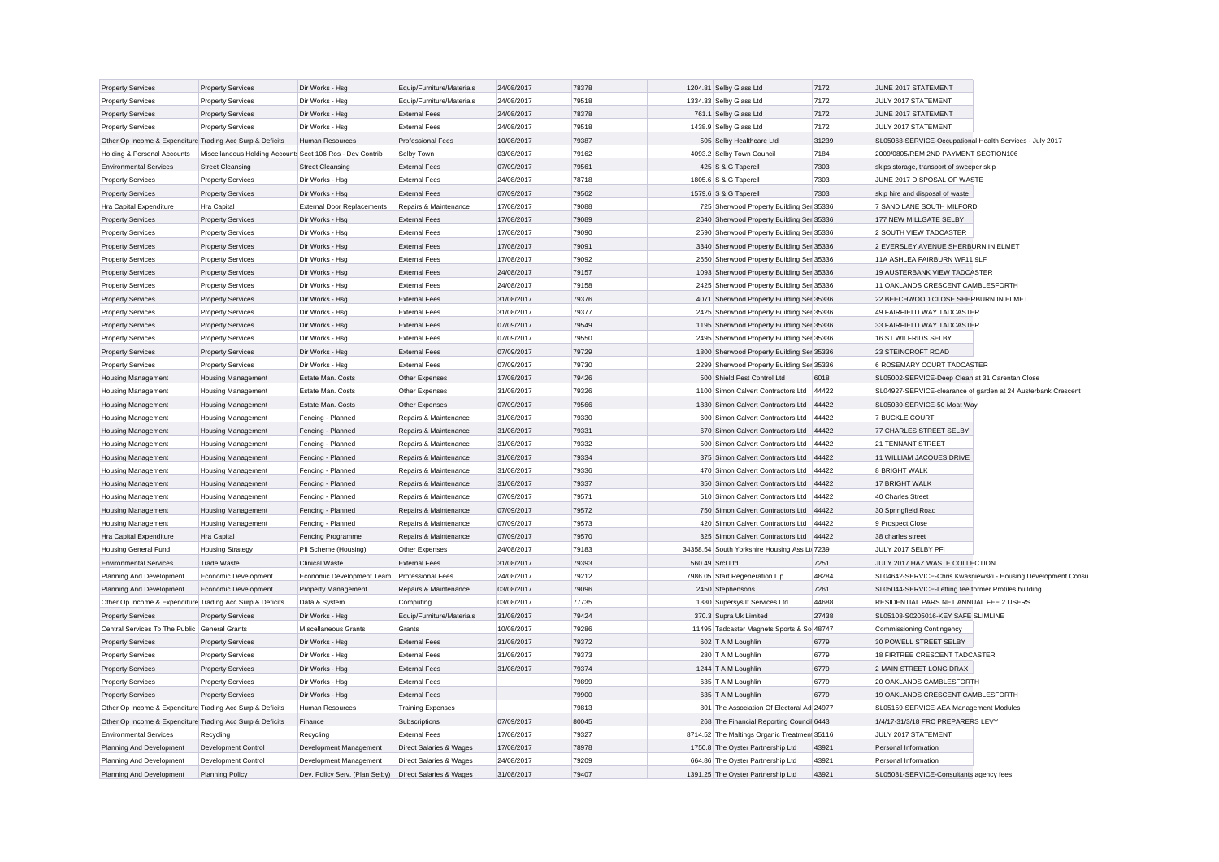| | | | | | | | | | |
|---|---|---|---|---|---|---|---|---|---|
| Property Services | Property Services | Dir Works - Hsg | Equip/Furniture/Materials | 24/08/2017 | 78378 | 1204.81 | Selby Glass Ltd | 7172 | JUNE 2017 STATEMENT |
| Property Services | Property Services | Dir Works - Hsg | Equip/Furniture/Materials | 24/08/2017 | 79518 | 1334.33 | Selby Glass Ltd | 7172 | JULY 2017 STATEMENT |
| Property Services | Property Services | Dir Works - Hsg | External Fees | 24/08/2017 | 78378 | 761.1 | Selby Glass Ltd | 7172 | JUNE 2017 STATEMENT |
| Property Services | Property Services | Dir Works - Hsg | External Fees | 24/08/2017 | 79518 | 1438.9 | Selby Glass Ltd | 7172 | JULY 2017 STATEMENT |
| Other Op Income & Expenditure | Trading Acc Surp & Deficits | Human Resources | Professional Fees | 10/08/2017 | 79387 | 505 | Selby Healthcare Ltd | 31239 | SL05068-SERVICE-Occupational Health Services - July 2017 |
| Holding & Personal Accounts | Miscellaneous Holding Accounts | Sect 106 Ros - Dev Contrib | Selby Town | 03/08/2017 | 79162 | 4093.2 | Selby Town Council | 7184 | 2009/0805/REM 2ND PAYMENT SECTION106 |
| Environmental Services | Street Cleansing | Street Cleansing | External Fees | 07/09/2017 | 79561 | 425 | S & G Taperell | 7303 | skips storage, transport of sweeper skip |
| Property Services | Property Services | Dir Works - Hsg | External Fees | 24/08/2017 | 78718 | 1805.6 | S & G Taperell | 7303 | JUNE 2017 DISPOSAL OF WASTE |
| Property Services | Property Services | Dir Works - Hsg | External Fees | 07/09/2017 | 79562 | 1579.6 | S & G Taperell | 7303 | skip hire and disposal of waste |
| Hra Capital Expenditure | Hra Capital | External Door Replacements | Repairs & Maintenance | 17/08/2017 | 79088 | 725 | Sherwood Property Building Ser | 35336 | 7 SAND LANE SOUTH MILFORD |
| Property Services | Property Services | Dir Works - Hsg | External Fees | 17/08/2017 | 79089 | 2640 | Sherwood Property Building Ser | 35336 | 177 NEW MILLGATE SELBY |
| Property Services | Property Services | Dir Works - Hsg | External Fees | 17/08/2017 | 79090 | 2590 | Sherwood Property Building Ser | 35336 | 2 SOUTH VIEW TADCASTER |
| Property Services | Property Services | Dir Works - Hsg | External Fees | 17/08/2017 | 79091 | 3340 | Sherwood Property Building Ser | 35336 | 2 EVERSLEY AVENUE SHERBURN IN ELMET |
| Property Services | Property Services | Dir Works - Hsg | External Fees | 17/08/2017 | 79092 | 2650 | Sherwood Property Building Ser | 35336 | 11A ASHLEA FAIRBURN WF11 9LF |
| Property Services | Property Services | Dir Works - Hsg | External Fees | 24/08/2017 | 79157 | 1093 | Sherwood Property Building Ser | 35336 | 19 AUSTERBANK VIEW TADCASTER |
| Property Services | Property Services | Dir Works - Hsg | External Fees | 24/08/2017 | 79158 | 2425 | Sherwood Property Building Ser | 35336 | 11 OAKLANDS CRESCENT CAMBLESFORTH |
| Property Services | Property Services | Dir Works - Hsg | External Fees | 31/08/2017 | 79376 | 4071 | Sherwood Property Building Ser | 35336 | 22 BEECHWOOD CLOSE SHERBURN IN ELMET |
| Property Services | Property Services | Dir Works - Hsg | External Fees | 31/08/2017 | 79377 | 2425 | Sherwood Property Building Ser | 35336 | 49 FAIRFIELD WAY TADCASTER |
| Property Services | Property Services | Dir Works - Hsg | External Fees | 07/09/2017 | 79549 | 1195 | Sherwood Property Building Ser | 35336 | 33 FAIRFIELD WAY TADCASTER |
| Property Services | Property Services | Dir Works - Hsg | External Fees | 07/09/2017 | 79550 | 2495 | Sherwood Property Building Ser | 35336 | 16 ST WILFRIDS SELBY |
| Property Services | Property Services | Dir Works - Hsg | External Fees | 07/09/2017 | 79729 | 1800 | Sherwood Property Building Ser | 35336 | 23 STEINCROFT ROAD |
| Property Services | Property Services | Dir Works - Hsg | External Fees | 07/09/2017 | 79730 | 2299 | Sherwood Property Building Ser | 35336 | 6 ROSEMARY COURT TADCASTER |
| Housing Management | Housing Management | Estate Man. Costs | Other Expenses | 17/08/2017 | 79426 | 500 | Shield Pest Control Ltd | 6018 | SL05002-SERVICE-Deep Clean at 31 Carentan Close |
| Housing Management | Housing Management | Estate Man. Costs | Other Expenses | 31/08/2017 | 79326 | 1100 | Simon Calvert Contractors Ltd | 44422 | SL04927-SERVICE-clearance of garden at 24 Austerbank Crescent |
| Housing Management | Housing Management | Estate Man. Costs | Other Expenses | 07/09/2017 | 79566 | 1830 | Simon Calvert Contractors Ltd | 44422 | SL05030-SERVICE-50 Moat Way |
| Housing Management | Housing Management | Fencing - Planned | Repairs & Maintenance | 31/08/2017 | 79330 | 600 | Simon Calvert Contractors Ltd | 44422 | 7 BUCKLE COURT |
| Housing Management | Housing Management | Fencing - Planned | Repairs & Maintenance | 31/08/2017 | 79331 | 670 | Simon Calvert Contractors Ltd | 44422 | 77 CHARLES STREET SELBY |
| Housing Management | Housing Management | Fencing - Planned | Repairs & Maintenance | 31/08/2017 | 79332 | 500 | Simon Calvert Contractors Ltd | 44422 | 21 TENNANT STREET |
| Housing Management | Housing Management | Fencing - Planned | Repairs & Maintenance | 31/08/2017 | 79334 | 375 | Simon Calvert Contractors Ltd | 44422 | 11 WILLIAM JACQUES DRIVE |
| Housing Management | Housing Management | Fencing - Planned | Repairs & Maintenance | 31/08/2017 | 79336 | 470 | Simon Calvert Contractors Ltd | 44422 | 8 BRIGHT WALK |
| Housing Management | Housing Management | Fencing - Planned | Repairs & Maintenance | 31/08/2017 | 79337 | 350 | Simon Calvert Contractors Ltd | 44422 | 17 BRIGHT WALK |
| Housing Management | Housing Management | Fencing - Planned | Repairs & Maintenance | 07/09/2017 | 79571 | 510 | Simon Calvert Contractors Ltd | 44422 | 40 Charles Street |
| Housing Management | Housing Management | Fencing - Planned | Repairs & Maintenance | 07/09/2017 | 79572 | 750 | Simon Calvert Contractors Ltd | 44422 | 30 Springfield Road |
| Housing Management | Housing Management | Fencing - Planned | Repairs & Maintenance | 07/09/2017 | 79573 | 420 | Simon Calvert Contractors Ltd | 44422 | 9 Prospect Close |
| Hra Capital Expenditure | Hra Capital | Fencing Programme | Repairs & Maintenance | 07/09/2017 | 79570 | 325 | Simon Calvert Contractors Ltd | 44422 | 38 charles street |
| Housing General Fund | Housing Strategy | Pfi Scheme (Housing) | Other Expenses | 24/08/2017 | 79183 | 34358.54 | South Yorkshire Housing Ass Lt | 7239 | JULY 2017 SELBY PFI |
| Environmental Services | Trade Waste | Clinical Waste | External Fees | 31/08/2017 | 79393 | 560.49 | Srcl Ltd | 7251 | JULY 2017 HAZ WASTE COLLECTION |
| Planning And Development | Economic Development | Economic Development Team | Professional Fees | 24/08/2017 | 79212 | 7986.05 | Start Regeneration Llp | 48284 | SL04642-SERVICE-Chris Kwasniewski - Housing Development Consu |
| Planning And Development | Economic Development | Property Management | Repairs & Maintenance | 03/08/2017 | 79096 | 2450 | Stephensons | 7261 | SL05044-SERVICE-Letting fee former Profiles building |
| Other Op Income & Expenditure | Trading Acc Surp & Deficits | Data & System | Computing | 03/08/2017 | 77735 | 1380 | Supersys It Services Ltd | 44688 | RESIDENTIAL PARS.NET ANNUAL FEE 2 USERS |
| Property Services | Property Services | Dir Works - Hsg | Equip/Furniture/Materials | 31/08/2017 | 79424 | 370.3 | Supra Uk Limited | 27438 | SL05108-S0205016-KEY SAFE SLIMLINE |
| Central Services To The Public | General Grants | Miscellaneous Grants | Grants | 10/08/2017 | 79286 | 11495 | Tadcaster Magnets Sports & So | 48747 | Commissioning Contingency |
| Property Services | Property Services | Dir Works - Hsg | External Fees | 31/08/2017 | 79372 | 602 | T A M Loughlin | 6779 | 30 POWELL STREET SELBY |
| Property Services | Property Services | Dir Works - Hsg | External Fees | 31/08/2017 | 79373 | 280 | T A M Loughlin | 6779 | 18 FIRTREE CRESCENT TADCASTER |
| Property Services | Property Services | Dir Works - Hsg | External Fees | 31/08/2017 | 79374 | 1244 | T A M Loughlin | 6779 | 2 MAIN STREET LONG DRAX |
| Property Services | Property Services | Dir Works - Hsg | External Fees | | 79899 | 635 | T A M Loughlin | 6779 | 20 OAKLANDS CAMBLESFORTH |
| Property Services | Property Services | Dir Works - Hsg | External Fees | | 79900 | 635 | T A M Loughlin | 6779 | 19 OAKLANDS CRESCENT CAMBLESFORTH |
| Other Op Income & Expenditure | Trading Acc Surp & Deficits | Human Resources | Training Expenses | | 79813 | 801 | The Association Of Electoral Ad | 24977 | SL05159-SERVICE-AEA Management Modules |
| Other Op Income & Expenditure | Trading Acc Surp & Deficits | Finance | Subscriptions | 07/09/2017 | 80045 | 268 | The Financial Reporting Council | 6443 | 1/4/17-31/3/18 FRC PREPARERS LEVY |
| Environmental Services | Recycling | Recycling | External Fees | 17/08/2017 | 79327 | 8714.52 | The Maltings Organic Treatment | 35116 | JULY 2017 STATEMENT |
| Planning And Development | Development Control | Development Management | Direct Salaries & Wages | 17/08/2017 | 78978 | 1750.8 | The Oyster Partnership Ltd | 43921 | Personal Information |
| Planning And Development | Development Control | Development Management | Direct Salaries & Wages | 24/08/2017 | 79209 | 664.86 | The Oyster Partnership Ltd | 43921 | Personal Information |
| Planning And Development | Planning Policy | Dev. Policy Serv. (Plan Selby) | Direct Salaries & Wages | 31/08/2017 | 79407 | 1391.25 | The Oyster Partnership Ltd | 43921 | SL05081-SERVICE-Consultants agency fees |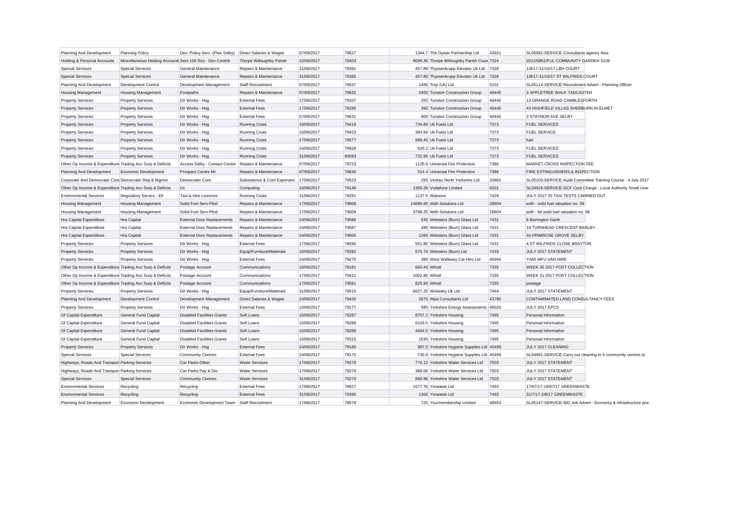| | | | | | | | | | |
|---|---|---|---|---|---|---|---|---|---|
| Planning And Development | Planning Policy | Dev. Policy Serv. (Plan Selby) | Direct Salaries & Wages | 07/09/2017 | 79627 | 1344.7 | The Oyster Partnership Ltd | 43921 | SL05081-SERVICE-Consultants agency fees |
| Holding & Personal Accounts | Miscellaneous Holding Accounts | Sect 106 Ros - Dev Contrib | Thorpe Willoughby Parish | 10/08/2017 | 79403 | 9099.36 | Thorpe Willoughby Parish Coun | 7324 | 2012/0852/FUL COMMUNITY GARDEN S106 |
| Special Services | Special Services | General Maintenance | Repairs & Maintenance | 31/08/2017 | 79391 | 457.89 | Thyssenkrupp Elevator Uk Ltd | 7328 | 1/8/17-31/10/17 LBH COURT |
| Special Services | Special Services | General Maintenance | Repairs & Maintenance | 31/08/2017 | 79392 | 457.89 | Thyssenkrupp Elevator Uk Ltd | 7328 | 1/8/17-31/10/17 ST WILFRIDS COURT |
| Planning And Development | Development Control | Development Management | Staff Recruitment | 07/09/2017 | 79537 | 1495 | Tmp (Uk) Ltd | 5101 | SL05114-SERVICE-Recruitment Advert - Planning Officer |
| Housing Management | Housing Management | Footpaths | Repairs & Maintenance | 07/09/2017 | 79632 | 2400 | Tunston Construction Group | 48445 | 3 APPLETREE WALK TADCASTER |
| Property Services | Property Services | Dir Works - Hsg | External Fees | 17/08/2017 | 79107 | 255 | Tunston Construction Group | 48445 | 13 GRANGE ROAD CAMBLESFORTH |
| Property Services | Property Services | Dir Works - Hsg | External Fees | 17/08/2017 | 79295 | 390 | Tunston Construction Group | 48445 | 43 HIGHFIELD VILLAS SHERBURN IN ELMET |
| Property Services | Property Services | Dir Works - Hsg | External Fees | 07/09/2017 | 79631 | 900 | Tunston Construction Group | 48445 | 3 STAYNOR AVE SELBY |
| Property Services | Property Services | Dir Works - Hsg | Running Costs | 10/08/2017 | 79418 | 734.89 | Uk Fuels Ltd | 7373 | FUEL SERVICES |
| Property Services | Property Services | Dir Works - Hsg | Running Costs | 10/08/2017 | 79423 | 394.84 | Uk Fuels Ltd | 7373 | FUEL SERVICE |
| Property Services | Property Services | Dir Works - Hsg | Running Costs | 17/08/2017 | 79577 | 999.45 | Uk Fuels Ltd | 7373 | fuel |
| Property Services | Property Services | Dir Works - Hsg | Running Costs | 24/08/2017 | 79928 | 420.2 | Uk Fuels Ltd | 7373 | FUEL SERVICES |
| Property Services | Property Services | Dir Works - Hsg | Running Costs | 31/08/2017 | 80093 | 732.95 | Uk Fuels Ltd | 7373 | FUEL SERVICES |
| Other Op Income & Expenditure | Trading Acc Surp & Deficits | Access Selby - Contact Centre | Repairs & Maintenance | 07/09/2017 | 79723 | 1125.9 | Universal Fire Protection | 7386 | MARKET CROSS INSPECTION FEE |
| Planning And Development | Economic Development | Prospect Centre Mr | Repairs & Maintenance | 07/09/2017 | 79630 | 514.4 | Universal Fire Protection | 7386 | FIRE EXTINGUISHERS & INSPECTION |
| Corporate And Democratic Core | Democratic Rep & Mgmnt | Democratic Core | Subsistence & Conf Expenses | 17/08/2017 | 79523 | 255 | Veritau North Yorkshire Ltd | 33862 | SL05103-SERVICE-Audit Committee Training Course - 4 July 2017 |
| Other Op Income & Expenditure | Trading Acc Surp & Deficits | Ict | Computing | 24/08/2017 | 79140 | 1365.28 | Vodafone Limited | 6201 | SL04916-SERVICE-GCF Core Charge - Local Authority Small User |
| Environmental Services | Regulatory Servics - Eh | Taxi & Hire Licences | Running Costs | 31/08/2017 | 79281 | 1137.5 | Watsons | 7429 | JULY 2017 35 TAXI TESTS CARRIED OUT |
| Housing Management | Housing Management | Solid Fuel Serv-Plnd | Repairs & Maintenance | 17/08/2017 | 79608 | 14689.65 | Wdh Solutions Ltd | 28604 | wdh - solid fuel valuation no. 59 |
| Housing Management | Housing Management | Solid Fuel Serv-Plnd | Repairs & Maintenance | 17/08/2017 | 79609 | 3798.25 | Wdh Solutions Ltd | 28604 | wdh - ltd solid fuel valuation no. 58 |
| Hra Capital Expenditure | Hra Capital | External Door Replacements | Repairs & Maintenance | 24/08/2017 | 79585 | 635 | Websters (Burn) Glass Ltd | 7431 | 8 Barrington Garth |
| Hra Capital Expenditure | Hra Capital | External Door Replacements | Repairs & Maintenance | 24/08/2017 | 79587 | 480 | Websters (Burn) Glass Ltd | 7431 | 19 TURNHEAD CRESCENT BARLBY |
| Hra Capital Expenditure | Hra Capital | External Door Replacements | Repairs & Maintenance | 24/08/2017 | 79600 | 1260 | Websters (Burn) Glass Ltd | 7431 | 44 PRIMROSE GROVE SELBY |
| Property Services | Property Services | Dir Works - Hsg | External Fees | 17/08/2017 | 78590 | 551.86 | Websters (Burn) Glass Ltd | 7431 | 4 ST WILFRIDS CLOSE BRAYTON |
| Property Services | Property Services | Dir Works - Hsg | Equip/Furniture/Materials | 10/08/2017 | 79282 | 575.74 | Websters (Burn) Ltd | 7433 | JULY 2017 STATEMENT |
| Property Services | Property Services | Dir Works - Hsg | External Fees | 24/08/2017 | 79275 | 380 | West Wallasey Car Hire Ltd | 46394 | YA65 MFU VAN HIRE |
| Other Op Income & Expenditure | Trading Acc Surp & Deficits | Postage Account | Communications | 10/08/2017 | 79181 | 660.43 | Whistl | 7335 | WEEK 30 2017 POST COLLECTION |
| Other Op Income & Expenditure | Trading Acc Surp & Deficits | Postage Account | Communications | 17/08/2017 | 79421 | 1002.85 | Whistl | 7335 | WEEK 31 2017 POST COLLECTION |
| Other Op Income & Expenditure | Trading Acc Surp & Deficits | Postage Account | Communications | 17/08/2017 | 79581 | 825.93 | Whistl | 7335 | postage |
| Property Services | Property Services | Dir Works - Hsg | Equip/Furniture/Materials | 31/08/2017 | 79515 | 6627.25 | Wolseley Uk Ltd | 7464 | JULY 2017 STATEMENT |
| Planning And Development | Development Control | Development Management | Direct Salaries & Wages | 24/08/2017 | 79430 | 2675 | Wpa Consultants Ltd | 43780 | CONTAMINATED LAND CONSULTANCY FEES |
| Property Services | Property Services | Dir Works - Hsg | External Fees | 10/08/2017 | 79177 | 585 | Yorkshire Energy Assessments | 46025 | JULY 2017 EPCS |
| Gf Capital Expenditure | General Fund Capital | Disabled Facilities Grants | Soft Loans | 10/08/2017 | 79287 | 8707.2 | Yorkshire Housing | 7495 | Personal Information |
| Gf Capital Expenditure | General Fund Capital | Disabled Facilities Grants | Soft Loans | 10/08/2017 | 79288 | 6103.5 | Yorkshire Housing | 7495 | Personal Information |
| Gf Capital Expenditure | General Fund Capital | Disabled Facilities Grants | Soft Loans | 10/08/2017 | 79289 | 4464.5 | Yorkshire Housing | 7495 | Personal Information |
| Gf Capital Expenditure | General Fund Capital | Disabled Facilities Grants | Soft Loans | 10/08/2017 | 79315 | 1630 | Yorkshire Housing | 7495 | Personal Information |
| Property Services | Property Services | Dir Works - Hsg | External Fees | 24/08/2017 | 79180 | 987.5 | Yorkshire Hygiene Supplies Ltd | 45499 | JULY 2017 CLEANING |
| Special Services | Special Services | Community Centres | External Fees | 24/08/2017 | 79175 | 730.8 | Yorkshire Hygiene Supplies Ltd | 45499 | SL04991-SERVICE-Carry out cleaning to 5 community centres to |
| Highways, Roads And Transport | Parking Services | Car Parks-Other | Water Services | 17/08/2017 | 79278 | 776.12 | Yorkshire Water Services Ltd | 7503 | JULY 2017 STATEMENT |
| Highways, Roads And Transport | Parking Services | Car Parks Pay & Dis. | Water Services | 17/08/2017 | 79278 | 388.06 | Yorkshire Water Services Ltd | 7503 | JULY 2017 STATEMENT |
| Special Services | Special Services | Community Centres | Water Services | 31/08/2017 | 79279 | 899.96 | Yorkshire Water Services Ltd | 7503 | JULY 2017 STATEMENT |
| Environmental Services | Recycling | Recycling | External Fees | 17/08/2017 | 78927 | 1577.76 | Yorwaste Ltd | 7493 | 17/07/17-19/07/17 GREENWASTE |
| Environmental Services | Recycling | Recycling | External Fees | 31/08/2017 | 79390 | 1366 | Yorwaste Ltd | 7493 | 31/7/17-2/8/17 GREENWASTE |
| Planning And Development | Economic Development | Economic Development Team | Staff Recruitment | 17/08/2017 | 79579 | 725 | Yourmembership Limited | 48553 | SL05147-SERVICE-IED Job Advert - Economy & Infrastructure pos |